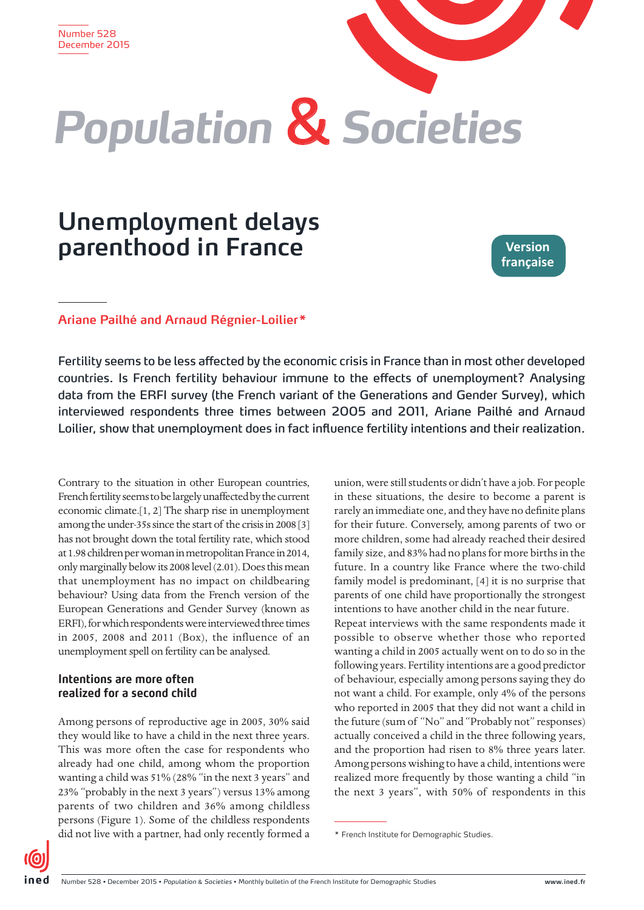Number 528
December 2015

# Population & Societies

## Unemployment delays parenthood in France

Version française

**Ariane Pailhé and Arnaud Régnier-Loilier***

**Fertility seems to be less affected by the economic crisis in France than in most other developed countries. Is French fertility behaviour immune to the effects of unemployment? Analysing data from the ERFI survey (the French variant of the Generations and Gender Survey), which interviewed respondents three times between 2005 and 2011, Ariane Pailhé and Arnaud Loilier, show that unemployment does in fact influence fertility intentions and their realization.**

Contrary to the situation in other European countries, French fertility seems to be largely unaffected by the current economic climate.[1, 2] The sharp rise in unemployment among the under-35s since the start of the crisis in 2008 [3] has not brought down the total fertility rate, which stood at 1.98 children per woman in metropolitan France in 2014, only marginally below its 2008 level (2.01). Does this mean that unemployment has no impact on childbearing behaviour? Using data from the French version of the European Generations and Gender Survey (known as ERFI), for which respondents were interviewed three times in 2005, 2008 and 2011 (Box), the influence of an unemployment spell on fertility can be analysed.

### Intentions are more often realized for a second child

Among persons of reproductive age in 2005, 30% said they would like to have a child in the next three years. This was more often the case for respondents who already had one child, among whom the proportion wanting a child was 51% (28% "in the next 3 years" and 23% "probably in the next 3 years") versus 13% among parents of two children and 36% among childless persons (Figure 1). Some of the childless respondents did not live with a partner, had only recently formed a union, were still students or didn't have a job. For people in these situations, the desire to become a parent is rarely an immediate one, and they have no definite plans for their future. Conversely, among parents of two or more children, some had already reached their desired family size, and 83% had no plans for more births in the future. In a country like France where the two-child family model is predominant, [4] it is no surprise that parents of one child have proportionally the strongest intentions to have another child in the near future.

Repeat interviews with the same respondents made it possible to observe whether those who reported wanting a child in 2005 actually went on to do so in the following years. Fertility intentions are a good predictor of behaviour, especially among persons saying they do not want a child. For example, only 4% of the persons who reported in 2005 that they did not want a child in the future (sum of "No" and "Probably not" responses) actually conceived a child in the three following years, and the proportion had risen to 8% three years later. Among persons wishing to have a child, intentions were realized more frequently by those wanting a child "in the next 3 years", with 50% of respondents in this

\* French Institute for Demographic Studies.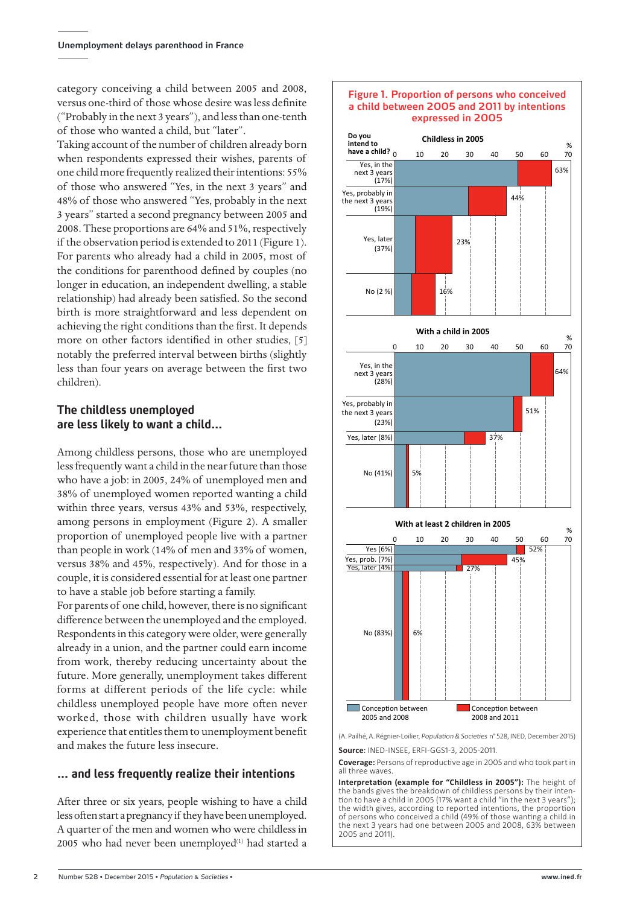category conceiving a child between 2005 and 2008, versus one-third of those whose desire was less definite ("Probably in the next 3 years"), and less than one-tenth of those who wanted a child, but "later".

Taking account of the number of children already born when respondents expressed their wishes, parents of one child more frequently realized their intentions: 55% of those who answered "Yes, in the next 3 years" and 48% of those who answered "Yes, probably in the next 3 years" started a second pregnancy between 2005 and 2008. These proportions are 64% and 51%, respectively if the observation period is extended to 2011 (Figure 1). For parents who already had a child in 2005, most of the conditions for parenthood defined by couples (no longer in education, an independent dwelling, a stable relationship) had already been satisfied. So the second birth is more straightforward and less dependent on achieving the right conditions than the first. It depends more on other factors identified in other studies, [5] notably the preferred interval between births (slightly less than four years on average between the first two children).

## The childless unemployed are less likely to want a child...

Among childless persons, those who are unemployed less frequently want a child in the near future than those who have a job: in 2005, 24% of unemployed men and 38% of unemployed women reported wanting a child within three years, versus 43% and 53%, respectively, among persons in employment (Figure 2). A smaller proportion of unemployed people live with a partner than people in work (14% of men and 33% of women, versus 38% and 45%, respectively). And for those in a couple, it is considered essential for at least one partner to have a stable job before starting a family.

For parents of one child, however, there is no significant difference between the unemployed and the employed. Respondents in this category were older, were generally already in a union, and the partner could earn income from work, thereby reducing uncertainty about the future. More generally, unemployment takes different forms at different periods of the life cycle: while childless unemployed people have more often never worked, those with children usually have work experience that entitles them to unemployment benefit and makes the future less insecure.

## ... and less frequently realize their intentions

After three or six years, people wishing to have a child less often start a pregnancy if they have been unemployed. A quarter of the men and women who were childless in 2005 who had never been unemployed[(1)] had started a

**Figure 1. Proportion of persons who conceived a child between 2005 and 2011 by intentions expressed in 2005**

**Childless in 2005**

| Do you intend to have a child? | Conception by 2011 (%) |
|---|---|
| Yes, in the next 3 years (17%) | 63% |
| Yes, probably in the next 3 years (19%) | 44% |
| Yes, later (37%) | 23% |
| No (2 %) | 16% |

**With a child in 2005**

| Do you intend to have a child? | Conception by 2011 (%) |
|---|---|
| Yes, in the next 3 years (28%) | 64% |
| Yes, probably in the next 3 years (23%) | 51% |
| Yes, later (8%) | 37% |
| No (41%) | 5% |

**With at least 2 children in 2005**

| Do you intend to have a child? | Conception by 2011 (%) |
|---|---|
| Yes (6%) | 52% |
| Yes, prob. (7%) | 45% |
| Yes, later (4%) | 27% |
| No (83%) | 6% |

Legend: Conception between 2005 and 2008; Conception between 2008 and 2011

(A. Pailhé, A. Régnier-Loilier, *Population & Societies* n° 528, INED, December 2015)

**Source**: INED-INSEE, ERFI-GGS1-3, 2005-2011.

**Coverage:** Persons of reproductive age in 2005 and who took part in all three waves.

**Interpretation (example for "Childless in 2005"):** The height of the bands gives the breakdown of childless persons by their intention to have a child in 2005 (17% want a child "in the next 3 years"); the width gives, according to reported intentions, the proportion of persons who conceived a child (49% of those wanting a child in the next 3 years had one between 2005 and 2008, 63% between 2005 and 2011).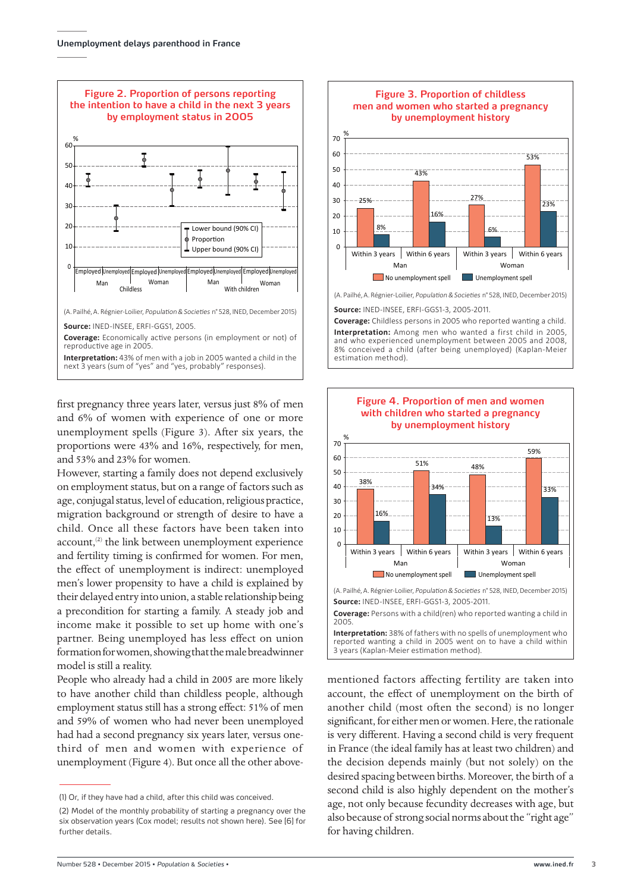## Figure 2. Proportion of persons reporting the intention to have a child in the next 3 years by employment status in 2005

(A. Pailhé, A. Régnier-Loilier, *Population & Societies* n° 528, INED, December 2015)

**Source:** INED-INSEE, ERFI-GGS1, 2005.

**Coverage:** Economically active persons (in employment or not) of reproductive age in 2005.

**Interpretation:** 43% of men with a job in 2005 wanted a child in the next 3 years (sum of "yes" and "yes, probably" responses).

## Figure 3. Proportion of childless men and women who started a pregnancy by unemployment history

| | | No unemployment spell | Unemployment spell |
|---|---|---|---|
| Man | Within 3 years | 25% | 8% |
| | Within 6 years | 43% | 16% |
| Woman | Within 3 years | 27% | 6% |
| | Within 6 years | 53% | 23% |

(A. Pailhé, A. Régnier-Loilier, *Population & Societies* n° 528, INED, December 2015)

**Source:** INED-INSEE, ERFI-GGS1-3, 2005-2011.

**Coverage:** Childless persons in 2005 who reported wanting a child.

**Interpretation:** Among men who wanted a first child in 2005, and who experienced unemployment between 2005 and 2008, 8% conceived a child (after being unemployed) (Kaplan-Meier estimation method).

first pregnancy three years later, versus just 8% of men and 6% of women with experience of one or more unemployment spells (Figure 3). After six years, the proportions were 43% and 16%, respectively, for men, and 53% and 23% for women.

However, starting a family does not depend exclusively on employment status, but on a range of factors such as age, conjugal status, level of education, religious practice, migration background or strength of desire to have a child. Once all these factors have been taken into account,[2] the link between unemployment experience and fertility timing is confirmed for women. For men, the effect of unemployment is indirect: unemployed men's lower propensity to have a child is explained by their delayed entry into union, a stable relationship being a precondition for starting a family. A steady job and income make it possible to set up home with one's partner. Being unemployed has less effect on union formation for women, showing that the male breadwinner model is still a reality.

People who already had a child in 2005 are more likely to have another child than childless people, although employment status still has a strong effect: 51% of men and 59% of women who had never been unemployed had had a second pregnancy six years later, versus one-third of men and women with experience of unemployment (Figure 4). But once all the other above-mentioned factors affecting fertility are taken into account, the effect of unemployment on the birth of another child (most often the second) is no longer significant, for either men or women. Here, the rationale is very different. Having a second child is very frequent in France (the ideal family has at least two children) and the decision depends mainly (but not solely) on the desired spacing between births. Moreover, the birth of a second child is also highly dependent on the mother's age, not only because fecundity decreases with age, but also because of strong social norms about the "right age" for having children.

## Figure 4. Proportion of men and women with children who started a pregnancy by unemployment history

| | | No unemployment spell | Unemployment spell |
|---|---|---|---|
| Man | Within 3 years | 38% | 16% |
| | Within 6 years | 51% | 34% |
| Woman | Within 3 years | 48% | 13% |
| | Within 6 years | 59% | 33% |

(A. Pailhé, A. Régnier-Loilier, *Population & Societies* n° 528, INED, December 2015)

**Source:** INED-INSEE, ERFI-GGS1-3, 2005-2011.

**Coverage:** Persons with a child(ren) who reported wanting a child in 2005.

**Interpretation:** 38% of fathers with no spells of unemployment who reported wanting a child in 2005 went on to have a child within 3 years (Kaplan-Meier estimation method).

---

(1) Or, if they have had a child, after this child was conceived.

(2) Model of the monthly probability of starting a pregnancy over the six observation years (Cox model; results not shown here). See [6] for further details.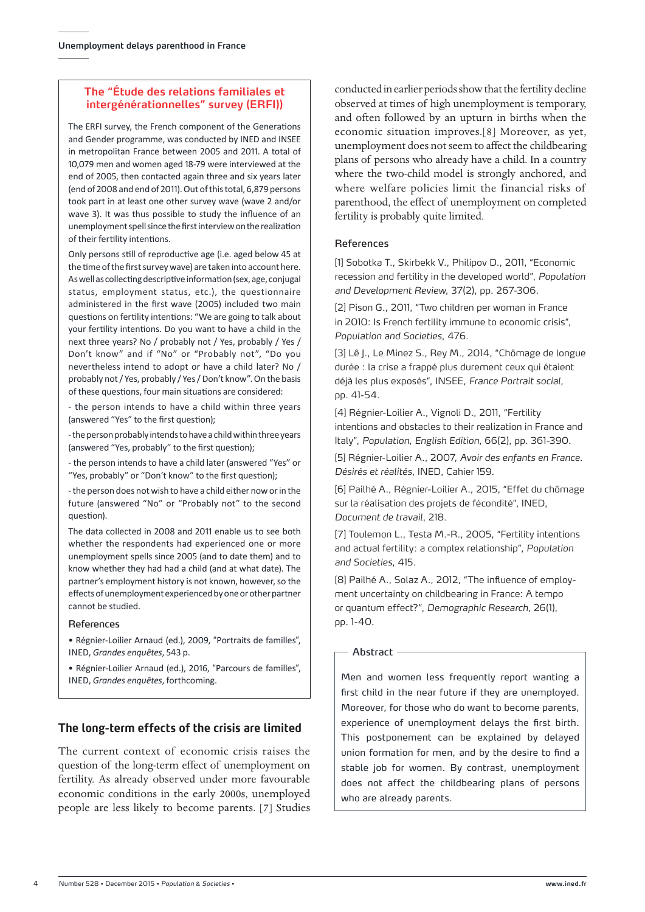## The "Étude des relations familiales et intergénérationnelles" survey (ERFI))

The ERFI survey, the French component of the Generations and Gender programme, was conducted by INED and INSEE in metropolitan France between 2005 and 2011. A total of 10,079 men and women aged 18-79 were interviewed at the end of 2005, then contacted again three and six years later (end of 2008 and end of 2011). Out of this total, 6,879 persons took part in at least one other survey wave (wave 2 and/or wave 3). It was thus possible to study the influence of an unemployment spell since the first interview on the realization of their fertility intentions.

Only persons still of reproductive age (i.e. aged below 45 at the time of the first survey wave) are taken into account here. As well as collecting descriptive information (sex, age, conjugal status, employment status, etc.), the questionnaire administered in the first wave (2005) included two main questions on fertility intentions: "We are going to talk about your fertility intentions. Do you want to have a child in the next three years? No / probably not / Yes, probably / Yes / Don't know" and if "No" or "Probably not", "Do you nevertheless intend to adopt or have a child later? No / probably not / Yes, probably / Yes / Don't know". On the basis of these questions, four main situations are considered:

- the person intends to have a child within three years (answered "Yes" to the first question);
- the person probably intends to have a child within three years (answered "Yes, probably" to the first question);
- the person intends to have a child later (answered "Yes" or "Yes, probably" or "Don't know" to the first question);
- the person does not wish to have a child either now or in the future (answered "No" or "Probably not" to the second question).

The data collected in 2008 and 2011 enable us to see both whether the respondents had experienced one or more unemployment spells since 2005 (and to date them) and to know whether they had had a child (and at what date). The partner's employment history is not known, however, so the effects of unemployment experienced by one or other partner cannot be studied.

### References

- Régnier-Loilier Arnaud (ed.), 2009, "Portraits de familles", INED, *Grandes enquêtes*, 543 p.
- Régnier-Loilier Arnaud (ed.), 2016, "Parcours de familles", INED, *Grandes enquêtes*, forthcoming.

## The long-term effects of the crisis are limited

The current context of economic crisis raises the question of the long-term effect of unemployment on fertility. As already observed under more favourable economic conditions in the early 2000s, unemployed people are less likely to become parents. [7] Studies conducted in earlier periods show that the fertility decline observed at times of high unemployment is temporary, and often followed by an upturn in births when the economic situation improves.[8] Moreover, as yet, unemployment does not seem to affect the childbearing plans of persons who already have a child. In a country where the two-child model is strongly anchored, and where welfare policies limit the financial risks of parenthood, the effect of unemployment on completed fertility is probably quite limited.

### References

[1] Sobotka T., Skirbekk V., Philipov D., 2011, "Economic recession and fertility in the developed world", *Population and Development Review*, 37(2), pp. 267-306.

[2] Pison G., 2011, "Two children per woman in France in 2010: Is French fertility immune to economic crisis", *Population and Societies*, 476.

[3] Lê J., Le Minez S., Rey M., 2014, "Chômage de longue durée : la crise a frappé plus durement ceux qui étaient déjà les plus exposés", INSEE, *France Portrait social*, pp. 41-54.

[4] Régnier-Loilier A., Vignoli D., 2011, "Fertility intentions and obstacles to their realization in France and Italy", *Population, English Edition*, 66(2), pp. 361-390.

[5] Régnier-Loilier A., 2007, *Avoir des enfants en France. Désirés et réalités*, INED, Cahier 159.

[6] Pailhé A., Régnier-Loilier A., 2015, "Effet du chômage sur la réalisation des projets de fécondité", INED, *Document de travail*, 218.

[7] Toulemon L., Testa M.-R., 2005, "Fertility intentions and actual fertility: a complex relationship", *Population and Societies*, 415.

[8] Pailhé A., Solaz A., 2012, "The influence of employment uncertainty on childbearing in France: A tempo or quantum effect?", *Demographic Research*, 26(1), pp. 1-40.

### Abstract

Men and women less frequently report wanting a first child in the near future if they are unemployed. Moreover, for those who do want to become parents, experience of unemployment delays the first birth. This postponement can be explained by delayed union formation for men, and by the desire to find a stable job for women. By contrast, unemployment does not affect the childbearing plans of persons who are already parents.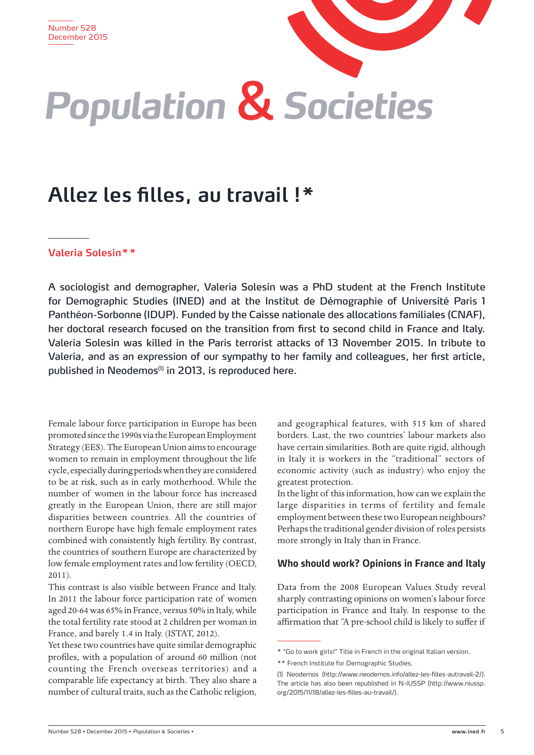# Allez les filles, au travail !*

**Valeria Solesin****

**A sociologist and demographer, Valeria Solesin was a PhD student at the French Institute for Demographic Studies (INED) and at the Institut de Démographie of Université Paris 1 Panthéon-Sorbonne (IDUP). Funded by the Caisse nationale des allocations familiales (CNAF), her doctoral research focused on the transition from first to second child in France and Italy. Valeria Solesin was killed in the Paris terrorist attacks of 13 November 2015. In tribute to Valeria, and as an expression of our sympathy to her family and colleagues, her first article, published in Neodemos[(1)] in 2013, is reproduced here.**

Female labour force participation in Europe has been promoted since the 1990s via the European Employment Strategy (EES). The European Union aims to encourage women to remain in employment throughout the life cycle, especially during periods when they are considered to be at risk, such as in early motherhood. While the number of women in the labour force has increased greatly in the European Union, there are still major disparities between countries. All the countries of northern Europe have high female employment rates combined with consistently high fertility. By contrast, the countries of southern Europe are characterized by low female employment rates and low fertility (OECD, 2011).

This contrast is also visible between France and Italy. In 2011 the labour force participation rate of women aged 20-64 was 65% in France, versus 50% in Italy, while the total fertility rate stood at 2 children per woman in France, and barely 1.4 in Italy. (ISTAT, 2012).

Yet these two countries have quite similar demographic profiles, with a population of around 60 million (not counting the French overseas territories) and a comparable life expectancy at birth. They also share a number of cultural traits, such as the Catholic religion, and geographical features, with 515 km of shared borders. Last, the two countries' labour markets also have certain similarities. Both are quite rigid, although in Italy it is workers in the "traditional" sectors of economic activity (such as industry) who enjoy the greatest protection.

In the light of this information, how can we explain the large disparities in terms of fertility and female employment between these two European neighbours? Perhaps the traditional gender division of roles persists more strongly in Italy than in France.

## Who should work? Opinions in France and Italy

Data from the 2008 European Values Study reveal sharply contrasting opinions on women's labour force participation in France and Italy. In response to the affirmation that "A pre-school child is likely to suffer if

---

\* "Go to work girls!" Title in French in the original Italian version.

\*\* French Institute for Demographic Studies.

(1) Neodemos (http://www.neodemos.info/allez-les-filles-autravail-2/). The article has also been republished in N-IUSSP (http://www.niussp.org/2015/11/18/allez-les-filles-au-travail/).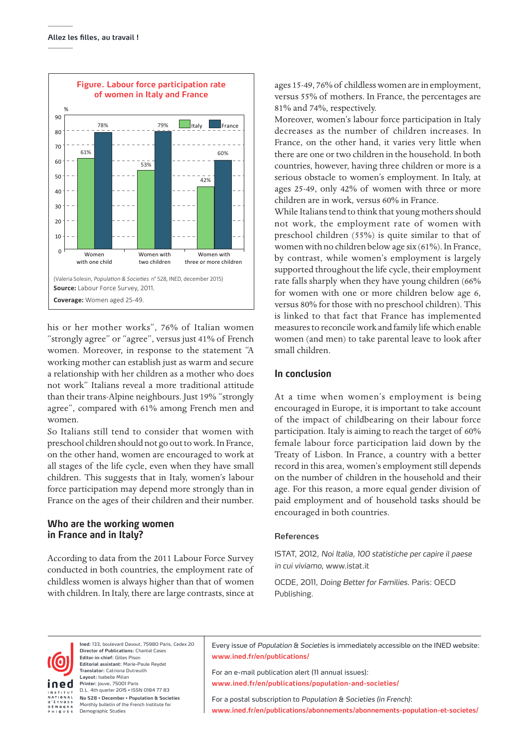**Figure. Labour force participation rate of women in Italy and France**

%

90
80
70
60
50
40
30
20
10
0

Italy
France

61%
78%
53%
79%
42%
60%

Women with one child
Women with two children
Women with three or more children

(Valeria Solesin, *Population & Societies* n° 528, INED, december 2015)

**Source:** Labour Force Survey, 2011.

**Coverage:** Women aged 25-49.

his or her mother works", 76% of Italian women "strongly agree" or "agree", versus just 41% of French women. Moreover, in response to the statement "A working mother can establish just as warm and secure a relationship with her children as a mother who does not work" Italians reveal a more traditional attitude than their trans-Alpine neighbours. Just 19% "strongly agree", compared with 61% among French men and women.

So Italians still tend to consider that women with preschool children should not go out to work. In France, on the other hand, women are encouraged to work at all stages of the life cycle, even when they have small children. This suggests that in Italy, women's labour force participation may depend more strongly than in France on the ages of their children and their number.

## Who are the working women in France and in Italy?

According to data from the 2011 Labour Force Survey conducted in both countries, the employment rate of childless women is always higher than that of women with children. In Italy, there are large contrasts, since at ages 15-49, 76% of childless women are in employment, versus 55% of mothers. In France, the percentages are 81% and 74%, respectively.

Moreover, women's labour force participation in Italy decreases as the number of children increases. In France, on the other hand, it varies very little when there are one or two children in the household. In both countries, however, having three children or more is a serious obstacle to women's employment. In Italy, at ages 25-49, only 42% of women with three or more children are in work, versus 60% in France.

While Italians tend to think that young mothers should not work, the employment rate of women with preschool children (55%) is quite similar to that of women with no children below age six (61%). In France, by contrast, while women's employment is largely supported throughout the life cycle, their employment rate falls sharply when they have young children (66% for women with one or more children below age 6, versus 80% for those with no preschool children). This is linked to that fact that France has implemented measures to reconcile work and family life which enable women (and men) to take parental leave to look after small children.

## In conclusion

At a time when women's employment is being encouraged in Europe, it is important to take account of the impact of childbearing on their labour force participation. Italy is aiming to reach the target of 60% female labour force participation laid down by the Treaty of Lisbon. In France, a country with a better record in this area, women's employment still depends on the number of children in the household and their age. For this reason, a more equal gender division of paid employment and of household tasks should be encouraged in both countries.

### References

ISTAT, 2012, *Noi Italia, 100 statistiche per capire il paese in cui viviamo*, www.istat.it

OCDE, 2011, *Doing Better for Families*. Paris: OECD Publishing.

**Ined:** 133, boulevard Davout, 75980 Paris, Cedex 20
**Director of Publications:** Chantal Cases
**Editor-in-chief:** Gilles Pison
**Editorial assistant:** Marie-Paule Reydet
**Translator:** Catriona Dutreuilh
**Layout:** Isabelle Milan
**Printer:** Jouve, 75001 Paris
D.L. 4th quarter 2015 • ISSN 0184 77 83
**No 528 • December • Population & Societies**
Monthly bulletin of the French Institute for Demographic Studies

Every issue of *Population & Societies* is immediately accessible on the INED website: **www.ined.fr/en/publications/**

For an e-mail publication alert (11 annual issues): **www.ined.fr/en/publications/population-and-societies/**

For a postal subscription to *Population & Societies (in French)*: **www.ined.fr/en/publications/abonnements/abonnements-population-et-societes/**